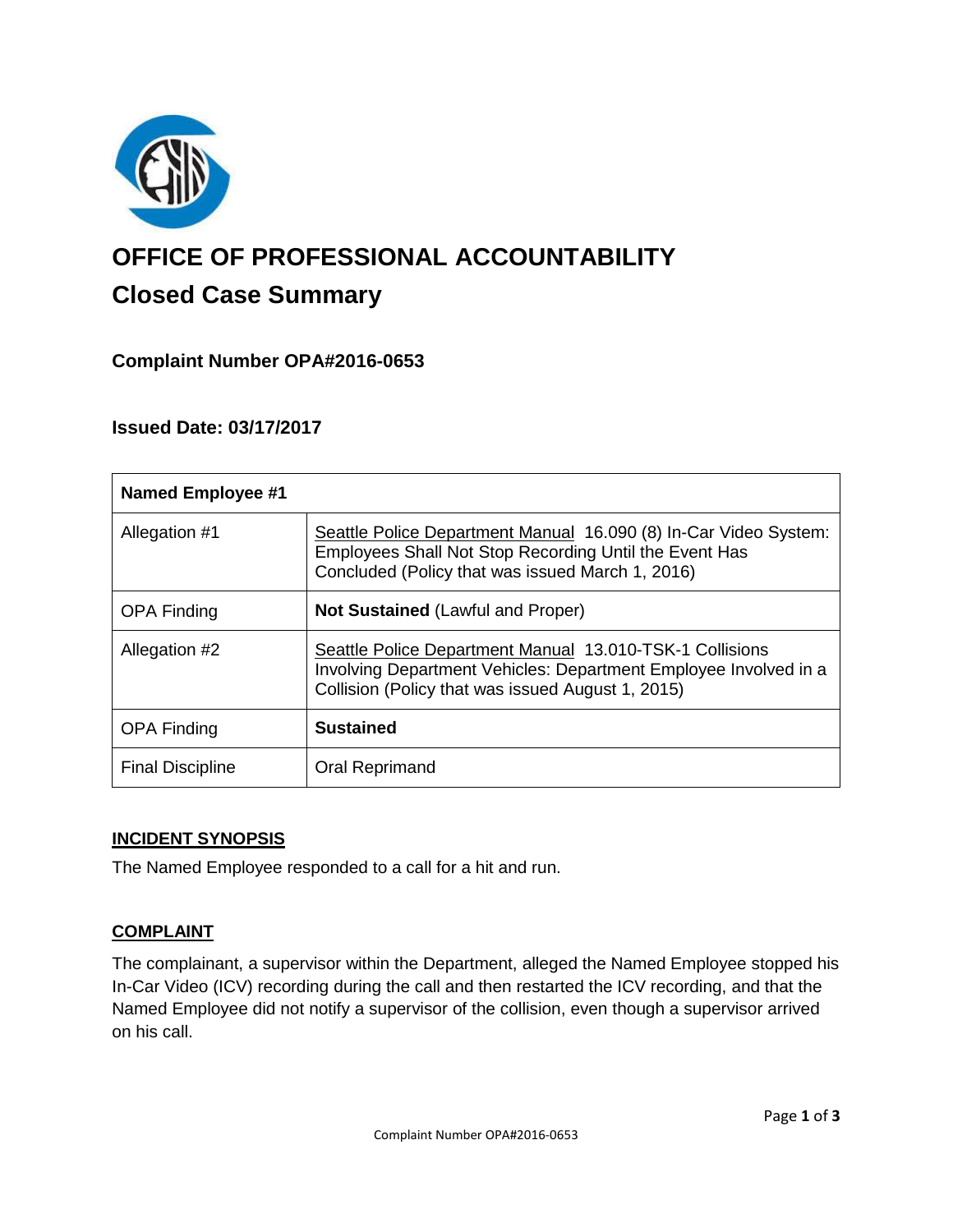# OFFICE OF PROFESSIONAL ACCOUNTABILITY

## Closed Case Summary

### Complaint Number OPA#2016-0653

### Issued Date: 03/17/2017

| Named Employee #1 | |
|---|---|
| Allegation #1 | Seattle Police Department Manual 16.090 (8) In-Car Video System: Employees Shall Not Stop Recording Until the Event Has Concluded (Policy that was issued March 1, 2016) |
| OPA Finding | **Not Sustained** (Lawful and Proper) |
| Allegation #2 | Seattle Police Department Manual 13.010-TSK-1 Collisions Involving Department Vehicles: Department Employee Involved in a Collision (Policy that was issued August 1, 2015) |
| OPA Finding | **Sustained** |
| Final Discipline | Oral Reprimand |

## INCIDENT SYNOPSIS

The Named Employee responded to a call for a hit and run.

## COMPLAINT

The complainant, a supervisor within the Department, alleged the Named Employee stopped his In-Car Video (ICV) recording during the call and then restarted the ICV recording, and that the Named Employee did not notify a supervisor of the collision, even though a supervisor arrived on his call.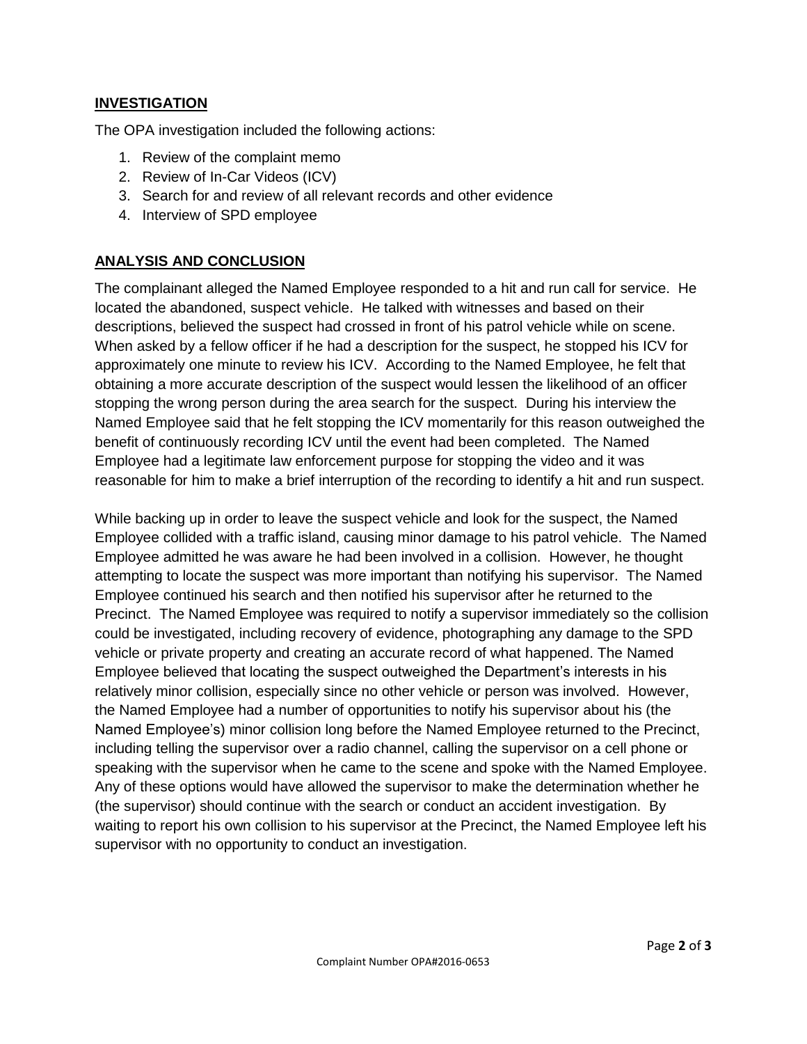## INVESTIGATION

The OPA investigation included the following actions:

1. Review of the complaint memo
2. Review of In-Car Videos (ICV)
3. Search for and review of all relevant records and other evidence
4. Interview of SPD employee

## ANALYSIS AND CONCLUSION

The complainant alleged the Named Employee responded to a hit and run call for service. He located the abandoned, suspect vehicle. He talked with witnesses and based on their descriptions, believed the suspect had crossed in front of his patrol vehicle while on scene. When asked by a fellow officer if he had a description for the suspect, he stopped his ICV for approximately one minute to review his ICV. According to the Named Employee, he felt that obtaining a more accurate description of the suspect would lessen the likelihood of an officer stopping the wrong person during the area search for the suspect. During his interview the Named Employee said that he felt stopping the ICV momentarily for this reason outweighed the benefit of continuously recording ICV until the event had been completed. The Named Employee had a legitimate law enforcement purpose for stopping the video and it was reasonable for him to make a brief interruption of the recording to identify a hit and run suspect.

While backing up in order to leave the suspect vehicle and look for the suspect, the Named Employee collided with a traffic island, causing minor damage to his patrol vehicle. The Named Employee admitted he was aware he had been involved in a collision. However, he thought attempting to locate the suspect was more important than notifying his supervisor. The Named Employee continued his search and then notified his supervisor after he returned to the Precinct. The Named Employee was required to notify a supervisor immediately so the collision could be investigated, including recovery of evidence, photographing any damage to the SPD vehicle or private property and creating an accurate record of what happened. The Named Employee believed that locating the suspect outweighed the Department's interests in his relatively minor collision, especially since no other vehicle or person was involved. However, the Named Employee had a number of opportunities to notify his supervisor about his (the Named Employee's) minor collision long before the Named Employee returned to the Precinct, including telling the supervisor over a radio channel, calling the supervisor on a cell phone or speaking with the supervisor when he came to the scene and spoke with the Named Employee. Any of these options would have allowed the supervisor to make the determination whether he (the supervisor) should continue with the search or conduct an accident investigation. By waiting to report his own collision to his supervisor at the Precinct, the Named Employee left his supervisor with no opportunity to conduct an investigation.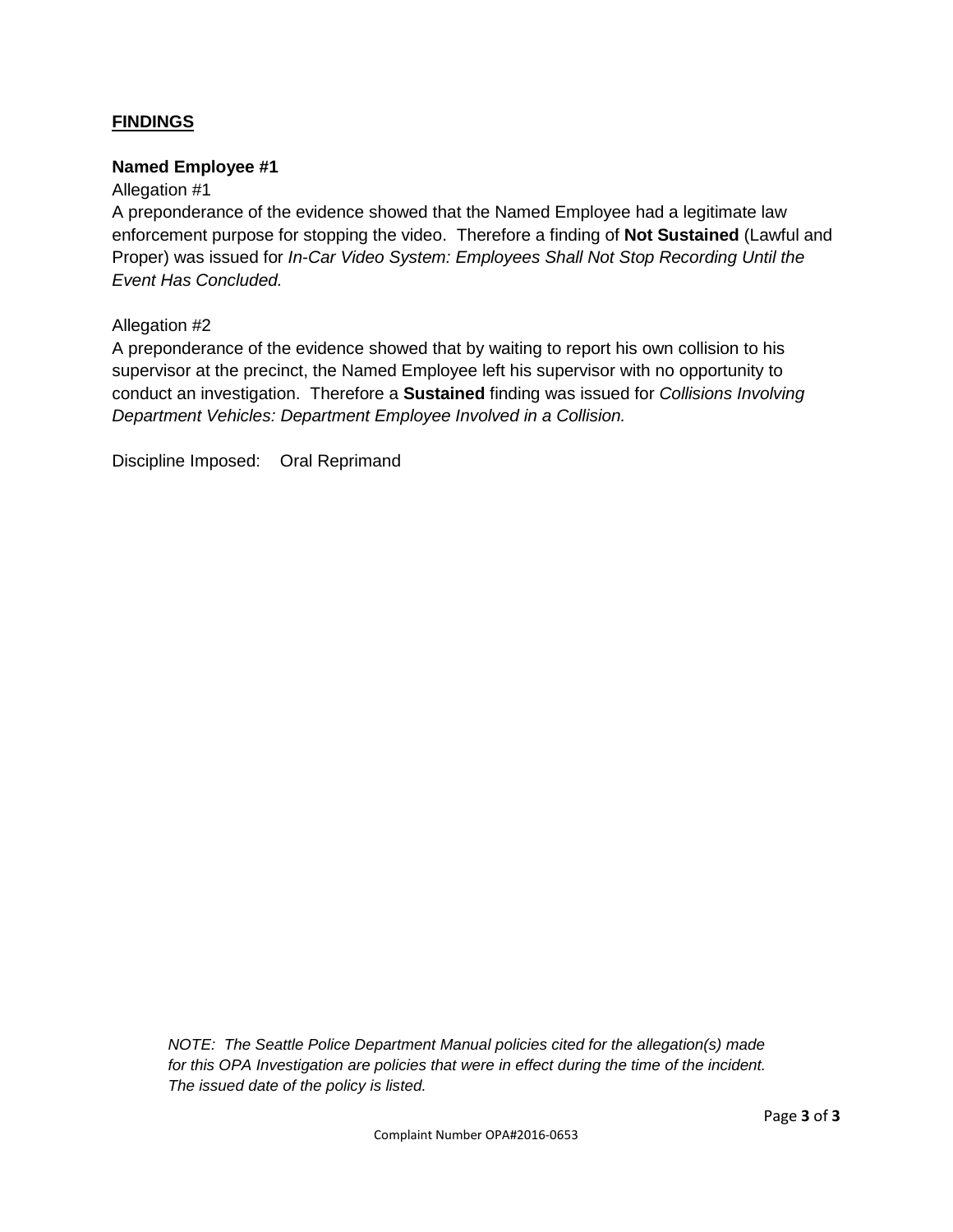**FINDINGS**

**Named Employee #1**

Allegation #1

A preponderance of the evidence showed that the Named Employee had a legitimate law enforcement purpose for stopping the video. Therefore a finding of **Not Sustained** (Lawful and Proper) was issued for *In-Car Video System: Employees Shall Not Stop Recording Until the Event Has Concluded.*

Allegation #2

A preponderance of the evidence showed that by waiting to report his own collision to his supervisor at the precinct, the Named Employee left his supervisor with no opportunity to conduct an investigation. Therefore a **Sustained** finding was issued for *Collisions Involving Department Vehicles: Department Employee Involved in a Collision.*

Discipline Imposed: Oral Reprimand

*NOTE: The Seattle Police Department Manual policies cited for the allegation(s) made for this OPA Investigation are policies that were in effect during the time of the incident. The issued date of the policy is listed.*

Complaint Number OPA#2016-0653